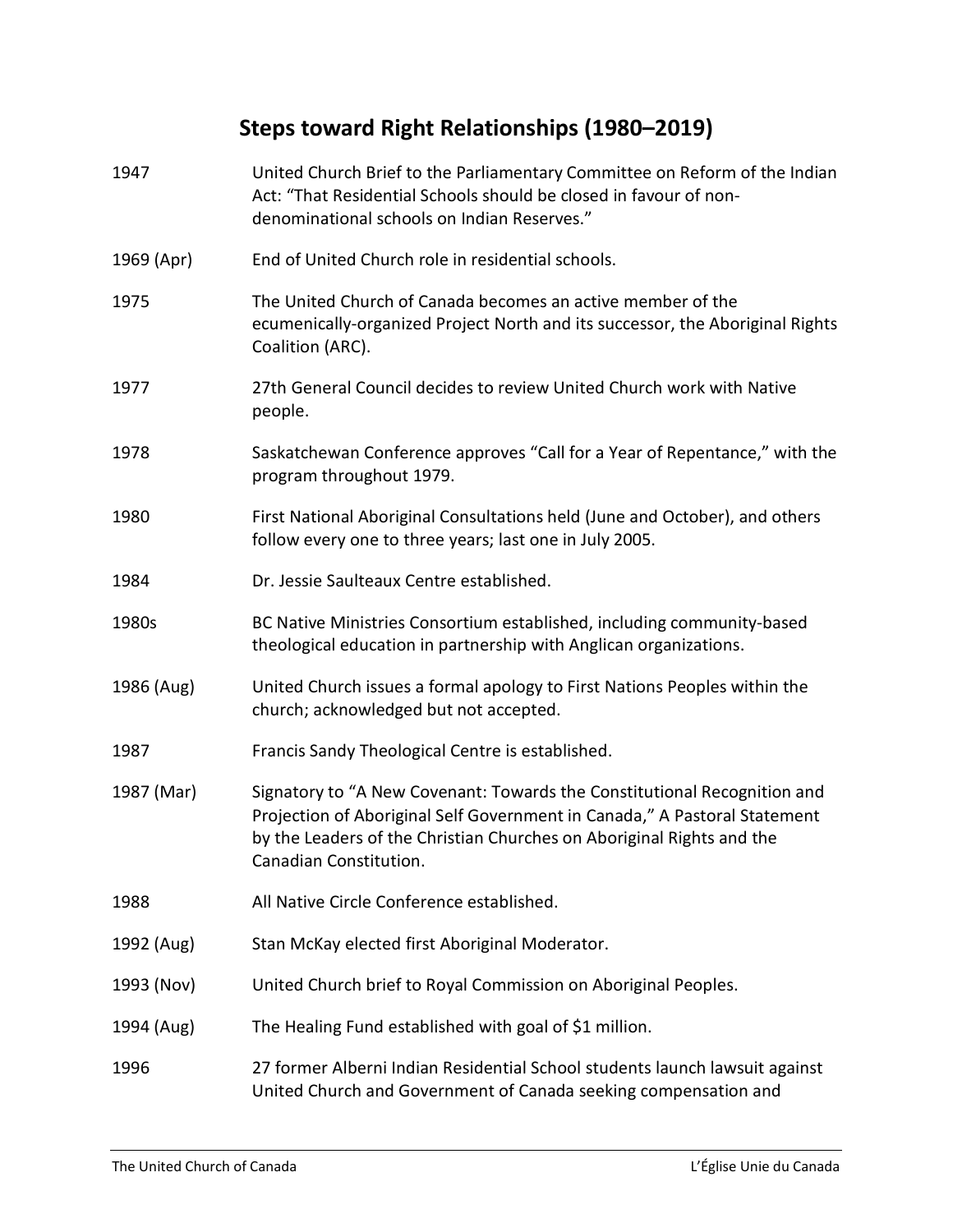# Steps toward Right Relationships (1980–2019)

| | |
|---|---|
| 1947 | United Church Brief to the Parliamentary Committee on Reform of the Indian Act: "That Residential Schools should be closed in favour of non-denominational schools on Indian Reserves." |
| 1969 (Apr) | End of United Church role in residential schools. |
| 1975 | The United Church of Canada becomes an active member of the ecumenically-organized Project North and its successor, the Aboriginal Rights Coalition (ARC). |
| 1977 | 27th General Council decides to review United Church work with Native people. |
| 1978 | Saskatchewan Conference approves "Call for a Year of Repentance," with the program throughout 1979. |
| 1980 | First National Aboriginal Consultations held (June and October), and others follow every one to three years; last one in July 2005. |
| 1984 | Dr. Jessie Saulteaux Centre established. |
| 1980s | BC Native Ministries Consortium established, including community-based theological education in partnership with Anglican organizations. |
| 1986 (Aug) | United Church issues a formal apology to First Nations Peoples within the church; acknowledged but not accepted. |
| 1987 | Francis Sandy Theological Centre is established. |
| 1987 (Mar) | Signatory to "A New Covenant: Towards the Constitutional Recognition and Projection of Aboriginal Self Government in Canada," A Pastoral Statement by the Leaders of the Christian Churches on Aboriginal Rights and the Canadian Constitution. |
| 1988 | All Native Circle Conference established. |
| 1992 (Aug) | Stan McKay elected first Aboriginal Moderator. |
| 1993 (Nov) | United Church brief to Royal Commission on Aboriginal Peoples. |
| 1994 (Aug) | The Healing Fund established with goal of $1 million. |
| 1996 | 27 former Alberni Indian Residential School students launch lawsuit against United Church and Government of Canada seeking compensation and |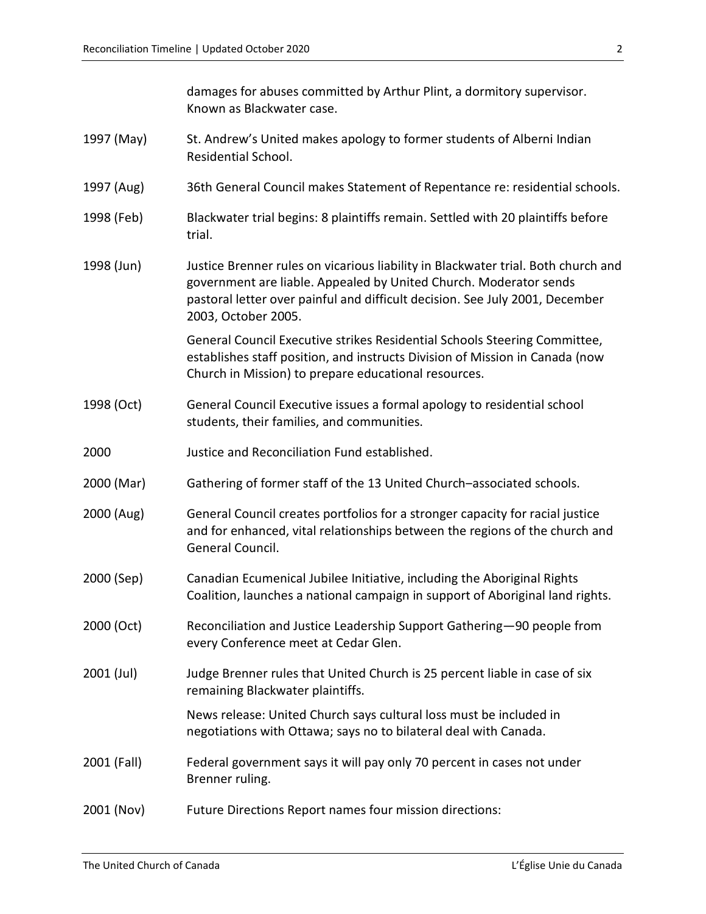| | |
|---|---|
| | damages for abuses committed by Arthur Plint, a dormitory supervisor. Known as Blackwater case. |
| 1997 (May) | St. Andrew's United makes apology to former students of Alberni Indian Residential School. |
| 1997 (Aug) | 36th General Council makes Statement of Repentance re: residential schools. |
| 1998 (Feb) | Blackwater trial begins: 8 plaintiffs remain. Settled with 20 plaintiffs before trial. |
| 1998 (Jun) | Justice Brenner rules on vicarious liability in Blackwater trial. Both church and government are liable. Appealed by United Church. Moderator sends pastoral letter over painful and difficult decision. See July 2001, December 2003, October 2005. |
| | General Council Executive strikes Residential Schools Steering Committee, establishes staff position, and instructs Division of Mission in Canada (now Church in Mission) to prepare educational resources. |
| 1998 (Oct) | General Council Executive issues a formal apology to residential school students, their families, and communities. |
| 2000 | Justice and Reconciliation Fund established. |
| 2000 (Mar) | Gathering of former staff of the 13 United Church–associated schools. |
| 2000 (Aug) | General Council creates portfolios for a stronger capacity for racial justice and for enhanced, vital relationships between the regions of the church and General Council. |
| 2000 (Sep) | Canadian Ecumenical Jubilee Initiative, including the Aboriginal Rights Coalition, launches a national campaign in support of Aboriginal land rights. |
| 2000 (Oct) | Reconciliation and Justice Leadership Support Gathering—90 people from every Conference meet at Cedar Glen. |
| 2001 (Jul) | Judge Brenner rules that United Church is 25 percent liable in case of six remaining Blackwater plaintiffs. |
| | News release: United Church says cultural loss must be included in negotiations with Ottawa; says no to bilateral deal with Canada. |
| 2001 (Fall) | Federal government says it will pay only 70 percent in cases not under Brenner ruling. |
| 2001 (Nov) | Future Directions Report names four mission directions: |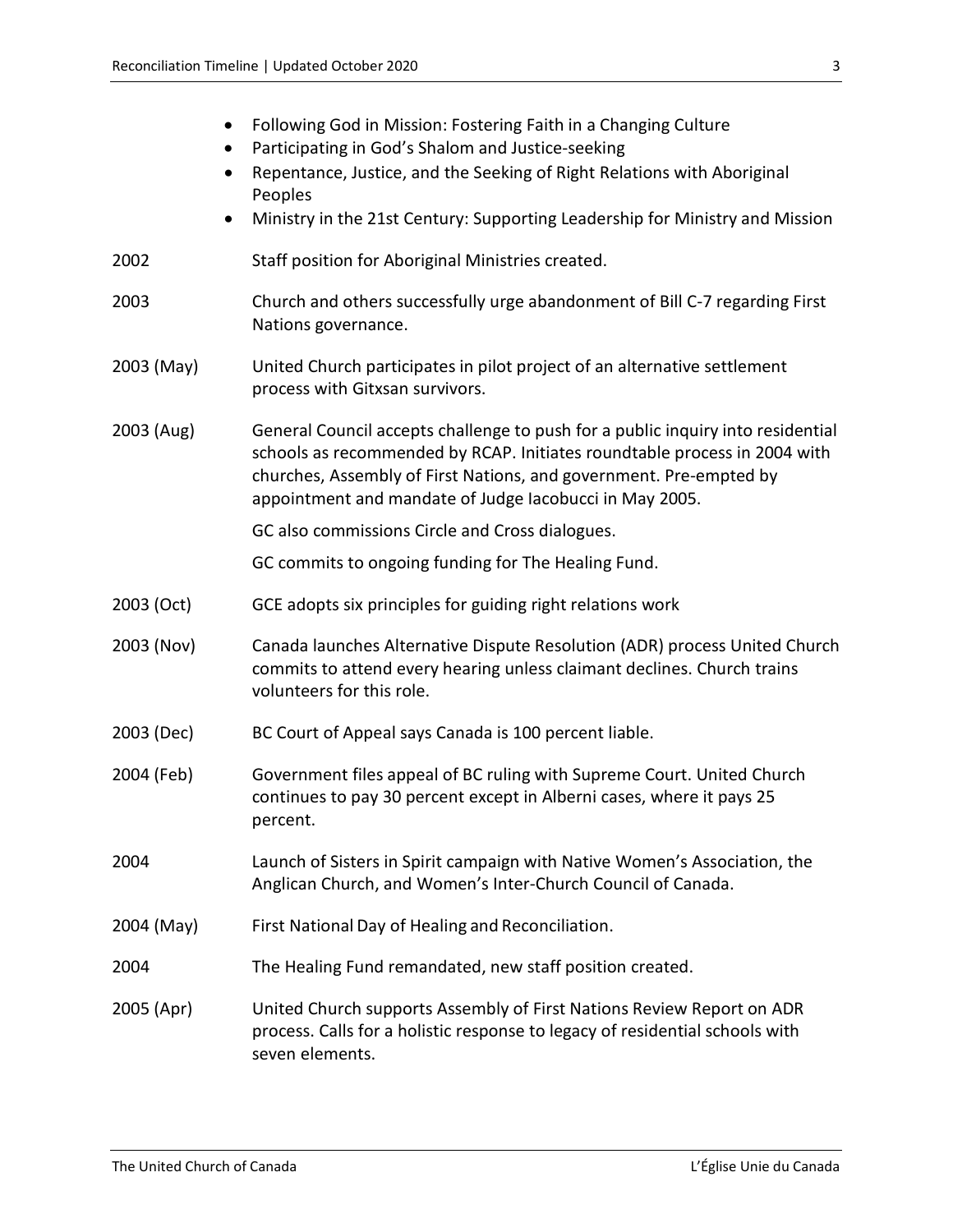- Following God in Mission: Fostering Faith in a Changing Culture
- Participating in God's Shalom and Justice-seeking
- Repentance, Justice, and the Seeking of Right Relations with Aboriginal Peoples
- Ministry in the 21st Century: Supporting Leadership for Ministry and Mission

| | |
|---|---|
| 2002 | Staff position for Aboriginal Ministries created. |
| 2003 | Church and others successfully urge abandonment of Bill C-7 regarding First Nations governance. |
| 2003 (May) | United Church participates in pilot project of an alternative settlement process with Gitxsan survivors. |
| 2003 (Aug) | General Council accepts challenge to push for a public inquiry into residential schools as recommended by RCAP. Initiates roundtable process in 2004 with churches, Assembly of First Nations, and government. Pre-empted by appointment and mandate of Judge Iacobucci in May 2005.<br><br>GC also commissions Circle and Cross dialogues.<br><br>GC commits to ongoing funding for The Healing Fund. |
| 2003 (Oct) | GCE adopts six principles for guiding right relations work |
| 2003 (Nov) | Canada launches Alternative Dispute Resolution (ADR) process United Church commits to attend every hearing unless claimant declines. Church trains volunteers for this role. |
| 2003 (Dec) | BC Court of Appeal says Canada is 100 percent liable. |
| 2004 (Feb) | Government files appeal of BC ruling with Supreme Court. United Church continues to pay 30 percent except in Alberni cases, where it pays 25 percent. |
| 2004 | Launch of Sisters in Spirit campaign with Native Women's Association, the Anglican Church, and Women's Inter-Church Council of Canada. |
| 2004 (May) | First National Day of Healing and Reconciliation. |
| 2004 | The Healing Fund remandated, new staff position created. |
| 2005 (Apr) | United Church supports Assembly of First Nations Review Report on ADR process. Calls for a holistic response to legacy of residential schools with seven elements. |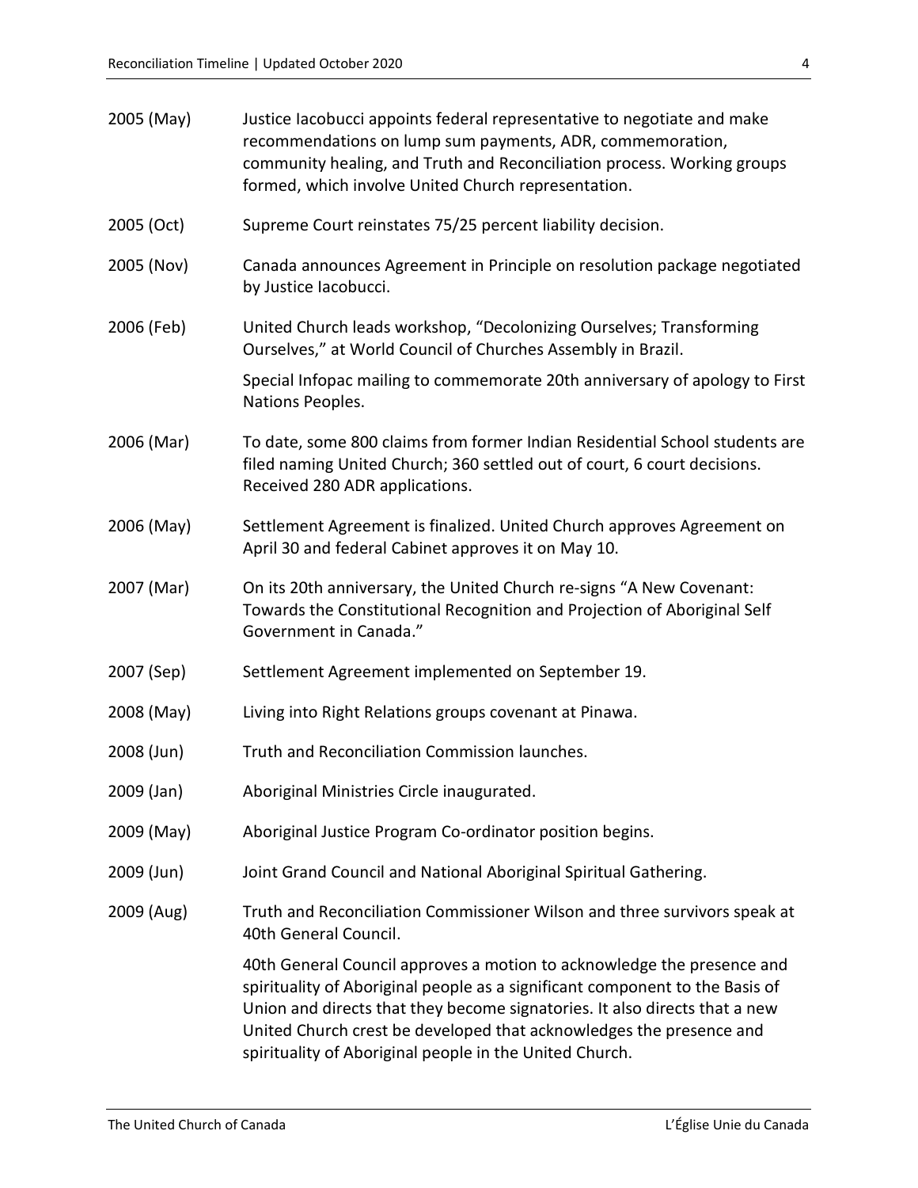| | |
|---|---|
| 2005 (May) | Justice Iacobucci appoints federal representative to negotiate and make recommendations on lump sum payments, ADR, commemoration, community healing, and Truth and Reconciliation process. Working groups formed, which involve United Church representation. |
| 2005 (Oct) | Supreme Court reinstates 75/25 percent liability decision. |
| 2005 (Nov) | Canada announces Agreement in Principle on resolution package negotiated by Justice Iacobucci. |
| 2006 (Feb) | United Church leads workshop, "Decolonizing Ourselves; Transforming Ourselves," at World Council of Churches Assembly in Brazil. |
| | Special Infopac mailing to commemorate 20th anniversary of apology to First Nations Peoples. |
| 2006 (Mar) | To date, some 800 claims from former Indian Residential School students are filed naming United Church; 360 settled out of court, 6 court decisions. Received 280 ADR applications. |
| 2006 (May) | Settlement Agreement is finalized. United Church approves Agreement on April 30 and federal Cabinet approves it on May 10. |
| 2007 (Mar) | On its 20th anniversary, the United Church re-signs "A New Covenant: Towards the Constitutional Recognition and Projection of Aboriginal Self Government in Canada." |
| 2007 (Sep) | Settlement Agreement implemented on September 19. |
| 2008 (May) | Living into Right Relations groups covenant at Pinawa. |
| 2008 (Jun) | Truth and Reconciliation Commission launches. |
| 2009 (Jan) | Aboriginal Ministries Circle inaugurated. |
| 2009 (May) | Aboriginal Justice Program Co-ordinator position begins. |
| 2009 (Jun) | Joint Grand Council and National Aboriginal Spiritual Gathering. |
| 2009 (Aug) | Truth and Reconciliation Commissioner Wilson and three survivors speak at 40th General Council. |
| | 40th General Council approves a motion to acknowledge the presence and spirituality of Aboriginal people as a significant component to the Basis of Union and directs that they become signatories. It also directs that a new United Church crest be developed that acknowledges the presence and spirituality of Aboriginal people in the United Church. |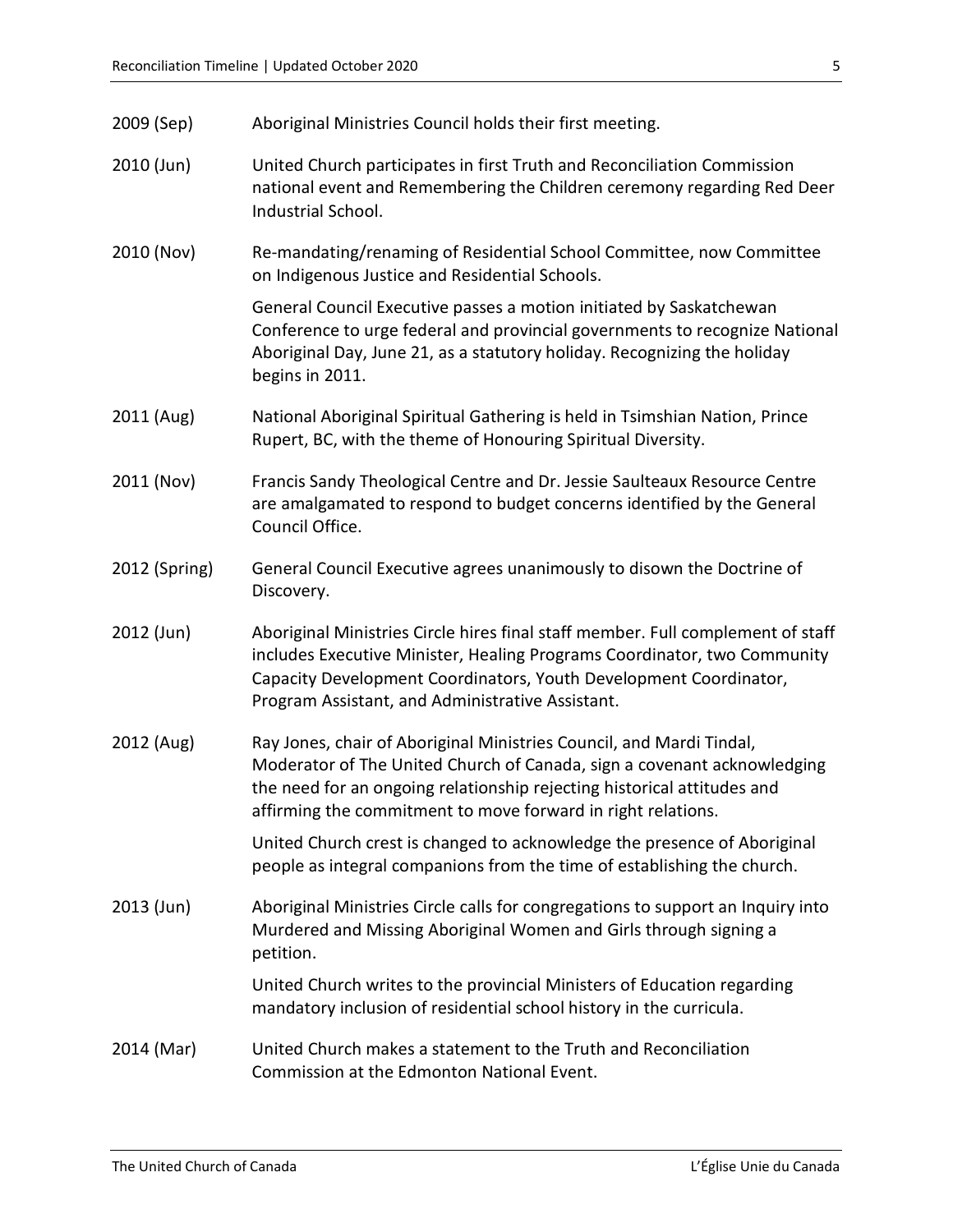| | |
|---|---|
| 2009 (Sep) | Aboriginal Ministries Council holds their first meeting. |
| 2010 (Jun) | United Church participates in first Truth and Reconciliation Commission national event and Remembering the Children ceremony regarding Red Deer Industrial School. |
| 2010 (Nov) | Re-mandating/renaming of Residential School Committee, now Committee on Indigenous Justice and Residential Schools. |
| | General Council Executive passes a motion initiated by Saskatchewan Conference to urge federal and provincial governments to recognize National Aboriginal Day, June 21, as a statutory holiday. Recognizing the holiday begins in 2011. |
| 2011 (Aug) | National Aboriginal Spiritual Gathering is held in Tsimshian Nation, Prince Rupert, BC, with the theme of Honouring Spiritual Diversity. |
| 2011 (Nov) | Francis Sandy Theological Centre and Dr. Jessie Saulteaux Resource Centre are amalgamated to respond to budget concerns identified by the General Council Office. |
| 2012 (Spring) | General Council Executive agrees unanimously to disown the Doctrine of Discovery. |
| 2012 (Jun) | Aboriginal Ministries Circle hires final staff member. Full complement of staff includes Executive Minister, Healing Programs Coordinator, two Community Capacity Development Coordinators, Youth Development Coordinator, Program Assistant, and Administrative Assistant. |
| 2012 (Aug) | Ray Jones, chair of Aboriginal Ministries Council, and Mardi Tindal, Moderator of The United Church of Canada, sign a covenant acknowledging the need for an ongoing relationship rejecting historical attitudes and affirming the commitment to move forward in right relations. |
| | United Church crest is changed to acknowledge the presence of Aboriginal people as integral companions from the time of establishing the church. |
| 2013 (Jun) | Aboriginal Ministries Circle calls for congregations to support an Inquiry into Murdered and Missing Aboriginal Women and Girls through signing a petition. |
| | United Church writes to the provincial Ministers of Education regarding mandatory inclusion of residential school history in the curricula. |
| 2014 (Mar) | United Church makes a statement to the Truth and Reconciliation Commission at the Edmonton National Event. |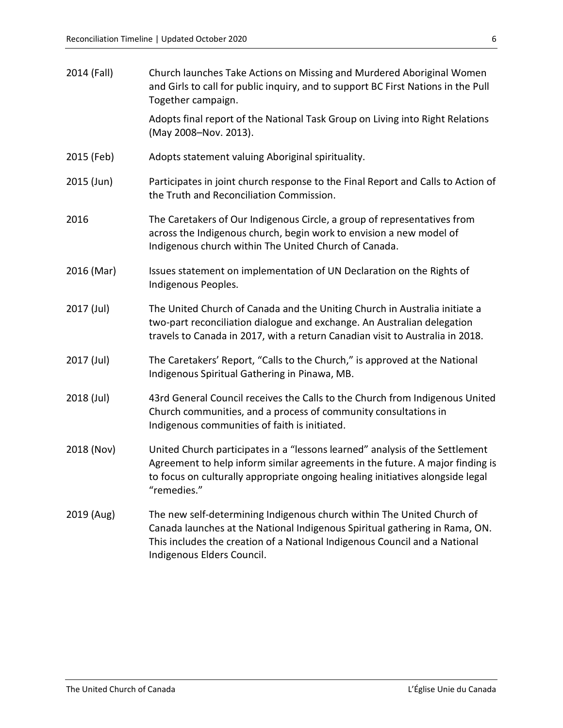| | |
|---|---|
| 2014 (Fall) | Church launches Take Actions on Missing and Murdered Aboriginal Women and Girls to call for public inquiry, and to support BC First Nations in the Pull Together campaign.<br><br>Adopts final report of the National Task Group on Living into Right Relations (May 2008–Nov. 2013). |
| 2015 (Feb) | Adopts statement valuing Aboriginal spirituality. |
| 2015 (Jun) | Participates in joint church response to the Final Report and Calls to Action of the Truth and Reconciliation Commission. |
| 2016 | The Caretakers of Our Indigenous Circle, a group of representatives from across the Indigenous church, begin work to envision a new model of Indigenous church within The United Church of Canada. |
| 2016 (Mar) | Issues statement on implementation of UN Declaration on the Rights of Indigenous Peoples. |
| 2017 (Jul) | The United Church of Canada and the Uniting Church in Australia initiate a two-part reconciliation dialogue and exchange. An Australian delegation travels to Canada in 2017, with a return Canadian visit to Australia in 2018. |
| 2017 (Jul) | The Caretakers' Report, "Calls to the Church," is approved at the National Indigenous Spiritual Gathering in Pinawa, MB. |
| 2018 (Jul) | 43rd General Council receives the Calls to the Church from Indigenous United Church communities, and a process of community consultations in Indigenous communities of faith is initiated. |
| 2018 (Nov) | United Church participates in a "lessons learned" analysis of the Settlement Agreement to help inform similar agreements in the future. A major finding is to focus on culturally appropriate ongoing healing initiatives alongside legal "remedies." |
| 2019 (Aug) | The new self-determining Indigenous church within The United Church of Canada launches at the National Indigenous Spiritual gathering in Rama, ON. This includes the creation of a National Indigenous Council and a National Indigenous Elders Council. |